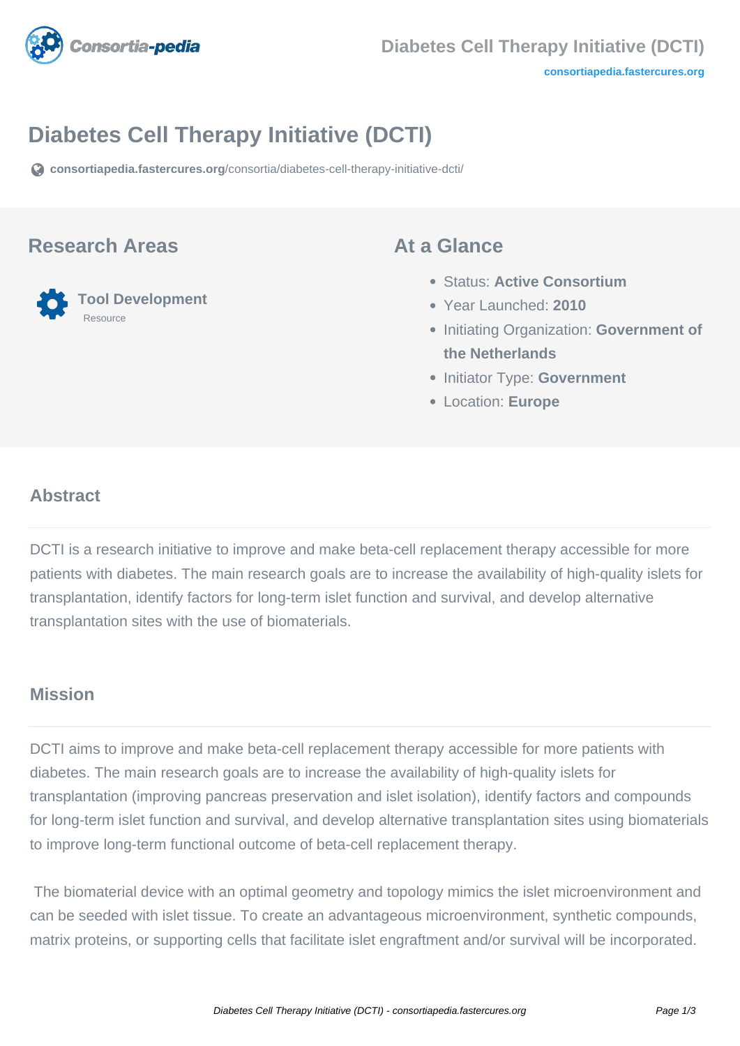# Diabetes Cell Therapy Initiative (DCTI)

consortiapedia.fastercures.org/consortia/diabetes-cell-therapy-initiative-dcti/

## Research Areas

**Tool Development**
Resource

## At a Glance

- Status: **Active Consortium**
- Year Launched: **2010**
- Initiating Organization: **Government of the Netherlands**
- Initiator Type: **Government**
- Location: **Europe**

### Abstract

DCTI is a research initiative to improve and make beta-cell replacement therapy accessible for more patients with diabetes. The main research goals are to increase the availability of high-quality islets for transplantation, identify factors for long-term islet function and survival, and develop alternative transplantation sites with the use of biomaterials.

### Mission

DCTI aims to improve and make beta-cell replacement therapy accessible for more patients with diabetes. The main research goals are to increase the availability of high-quality islets for transplantation (improving pancreas preservation and islet isolation), identify factors and compounds for long-term islet function and survival, and develop alternative transplantation sites using biomaterials to improve long-term functional outcome of beta-cell replacement therapy.

The biomaterial device with an optimal geometry and topology mimics the islet microenvironment and can be seeded with islet tissue. To create an advantageous microenvironment, synthetic compounds, matrix proteins, or supporting cells that facilitate islet engraftment and/or survival will be incorporated.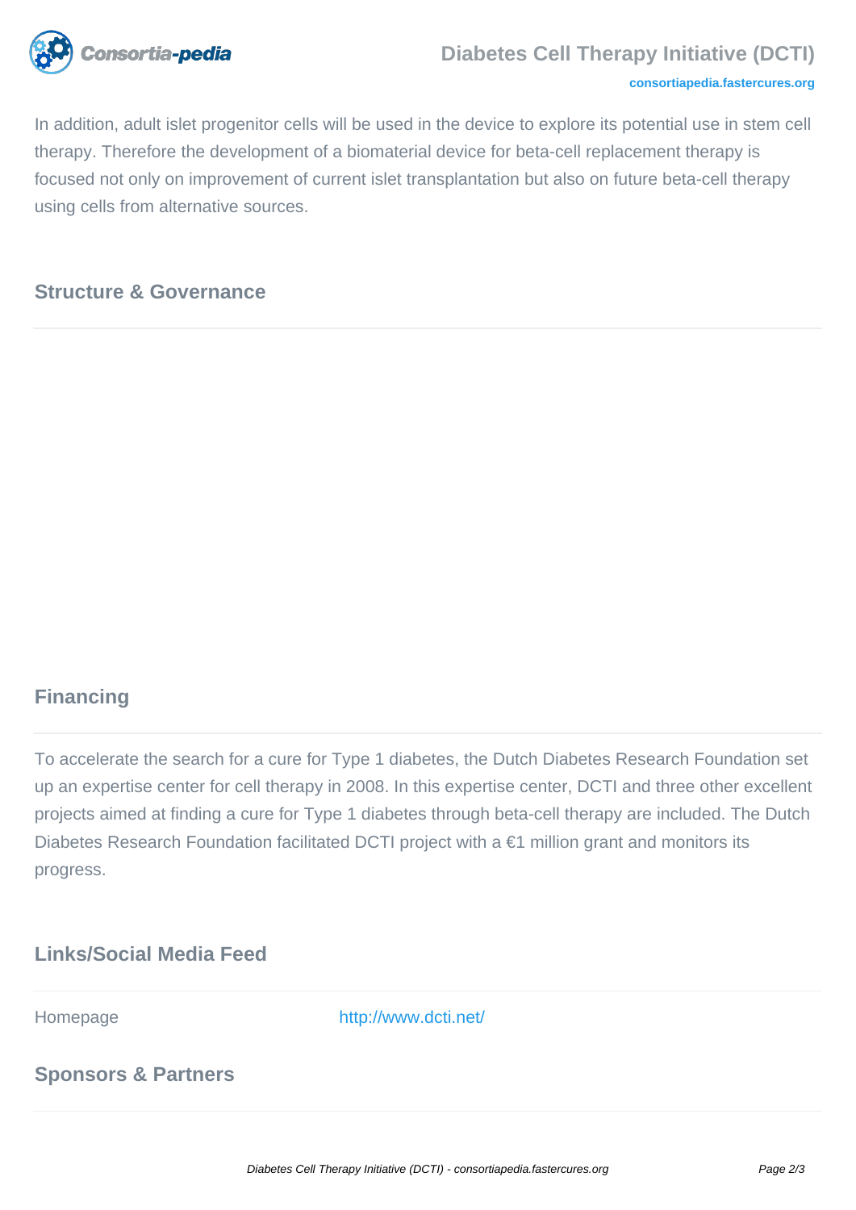In addition, adult islet progenitor cells will be used in the device to explore its potential use in stem cell therapy. Therefore the development of a biomaterial device for beta-cell replacement therapy is focused not only on improvement of current islet transplantation but also on future beta-cell therapy using cells from alternative sources.

## Structure & Governance

## Financing

To accelerate the search for a cure for Type 1 diabetes, the Dutch Diabetes Research Foundation set up an expertise center for cell therapy in 2008. In this expertise center, DCTI and three other excellent projects aimed at finding a cure for Type 1 diabetes through beta-cell therapy are included. The Dutch Diabetes Research Foundation facilitated DCTI project with a €1 million grant and monitors its progress.

## Links/Social Media Feed

| | |
|---|---|
| Homepage | http://www.dcti.net/ |

## Sponsors & Partners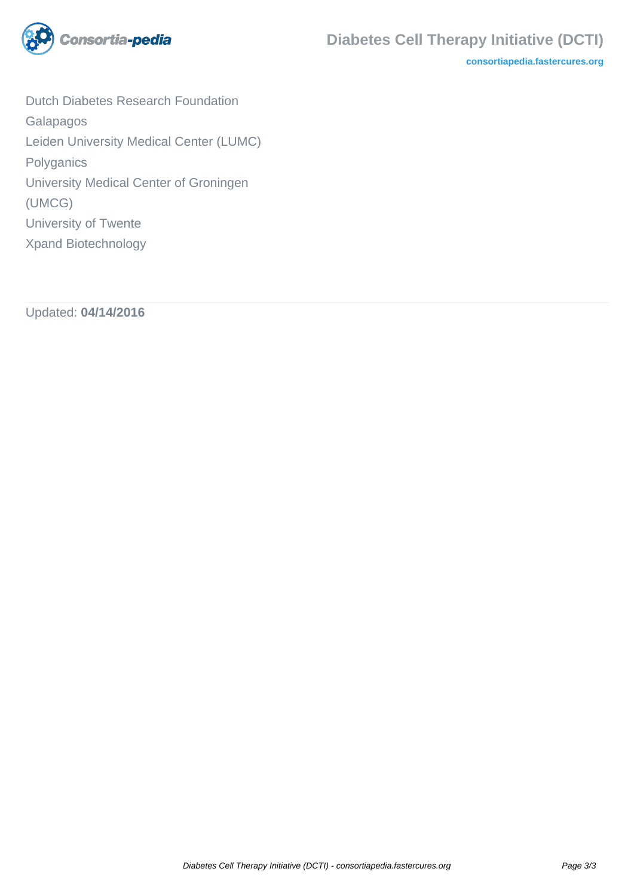Dutch Diabetes Research Foundation
Galapagos
Leiden University Medical Center (LUMC)
Polyganics
University Medical Center of Groningen (UMCG)
University of Twente
Xpand Biotechnology

---

Updated: **04/14/2016**